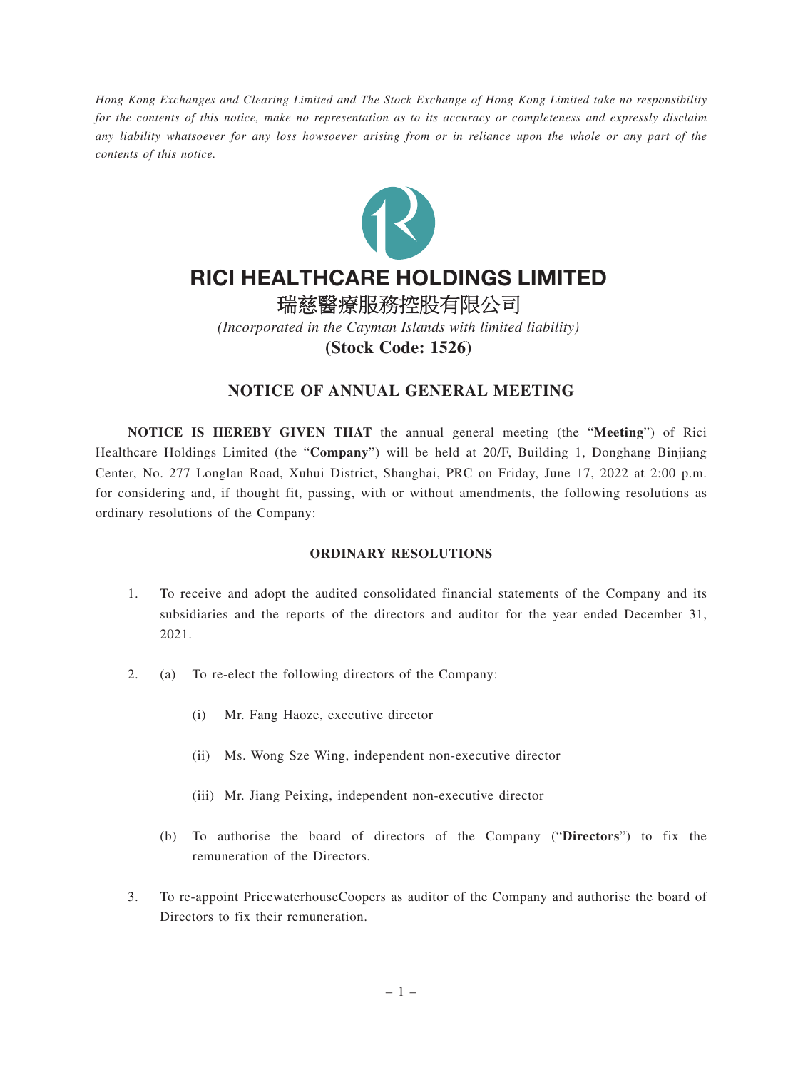*Hong Kong Exchanges and Clearing Limited and The Stock Exchange of Hong Kong Limited take no responsibility for the contents of this notice, make no representation as to its accuracy or completeness and expressly disclaim any liability whatsoever for any loss howsoever arising from or in reliance upon the whole or any part of the contents of this notice.*

# RICI HEALTHCARE HOLDINGS LIMITED

# 瑞慈醫療服務控股有限公司

*(Incorporated in the Cayman Islands with limited liability)*

**(Stock Code: 1526)**

## NOTICE OF ANNUAL GENERAL MEETING

**NOTICE IS HEREBY GIVEN THAT** the annual general meeting (the "**Meeting**") of Rici Healthcare Holdings Limited (the "**Company**") will be held at 20/F, Building 1, Donghang Binjiang Center, No. 277 Longlan Road, Xuhui District, Shanghai, PRC on Friday, June 17, 2022 at 2:00 p.m. for considering and, if thought fit, passing, with or without amendments, the following resolutions as ordinary resolutions of the Company:

### ORDINARY RESOLUTIONS

1. To receive and adopt the audited consolidated financial statements of the Company and its subsidiaries and the reports of the directors and auditor for the year ended December 31, 2021.

2. (a) To re-elect the following directors of the Company:

   (i) Mr. Fang Haoze, executive director

   (ii) Ms. Wong Sze Wing, independent non-executive director

   (iii) Mr. Jiang Peixing, independent non-executive director

   (b) To authorise the board of directors of the Company ("**Directors**") to fix the remuneration of the Directors.

3. To re-appoint PricewaterhouseCoopers as auditor of the Company and authorise the board of Directors to fix their remuneration.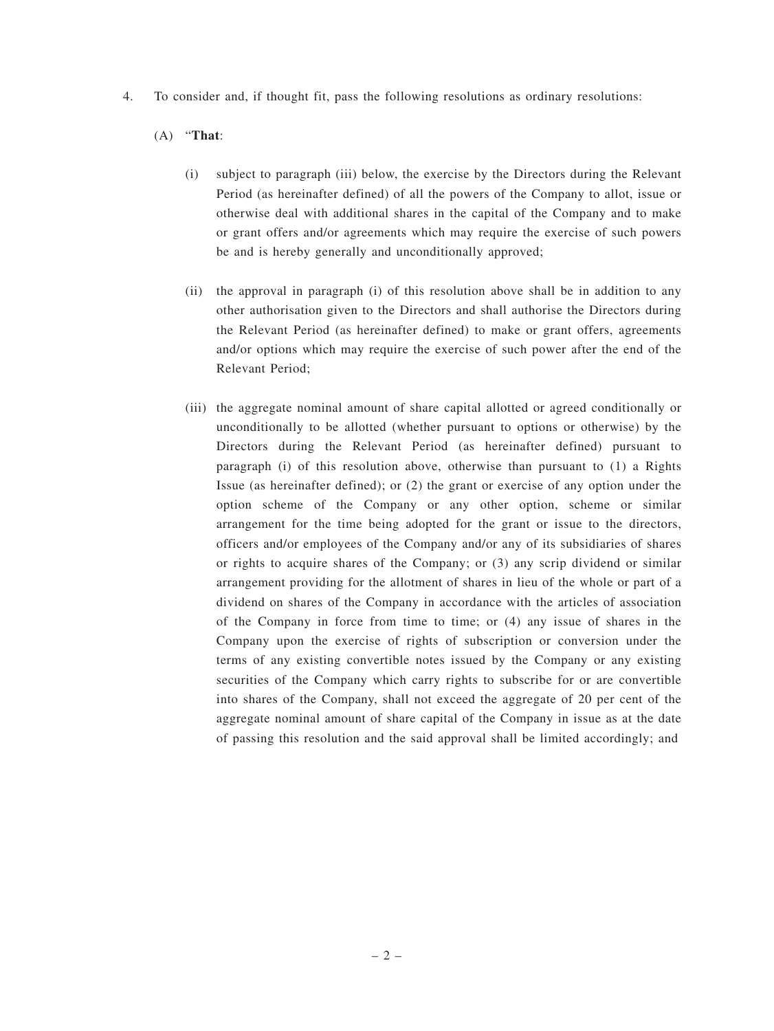4. To consider and, if thought fit, pass the following resolutions as ordinary resolutions:

   (A) "**That**:

   (i) subject to paragraph (iii) below, the exercise by the Directors during the Relevant Period (as hereinafter defined) of all the powers of the Company to allot, issue or otherwise deal with additional shares in the capital of the Company and to make or grant offers and/or agreements which may require the exercise of such powers be and is hereby generally and unconditionally approved;

   (ii) the approval in paragraph (i) of this resolution above shall be in addition to any other authorisation given to the Directors and shall authorise the Directors during the Relevant Period (as hereinafter defined) to make or grant offers, agreements and/or options which may require the exercise of such power after the end of the Relevant Period;

   (iii) the aggregate nominal amount of share capital allotted or agreed conditionally or unconditionally to be allotted (whether pursuant to options or otherwise) by the Directors during the Relevant Period (as hereinafter defined) pursuant to paragraph (i) of this resolution above, otherwise than pursuant to (1) a Rights Issue (as hereinafter defined); or (2) the grant or exercise of any option under the option scheme of the Company or any other option, scheme or similar arrangement for the time being adopted for the grant or issue to the directors, officers and/or employees of the Company and/or any of its subsidiaries of shares or rights to acquire shares of the Company; or (3) any scrip dividend or similar arrangement providing for the allotment of shares in lieu of the whole or part of a dividend on shares of the Company in accordance with the articles of association of the Company in force from time to time; or (4) any issue of shares in the Company upon the exercise of rights of subscription or conversion under the terms of any existing convertible notes issued by the Company or any existing securities of the Company which carry rights to subscribe for or are convertible into shares of the Company, shall not exceed the aggregate of 20 per cent of the aggregate nominal amount of share capital of the Company in issue as at the date of passing this resolution and the said approval shall be limited accordingly; and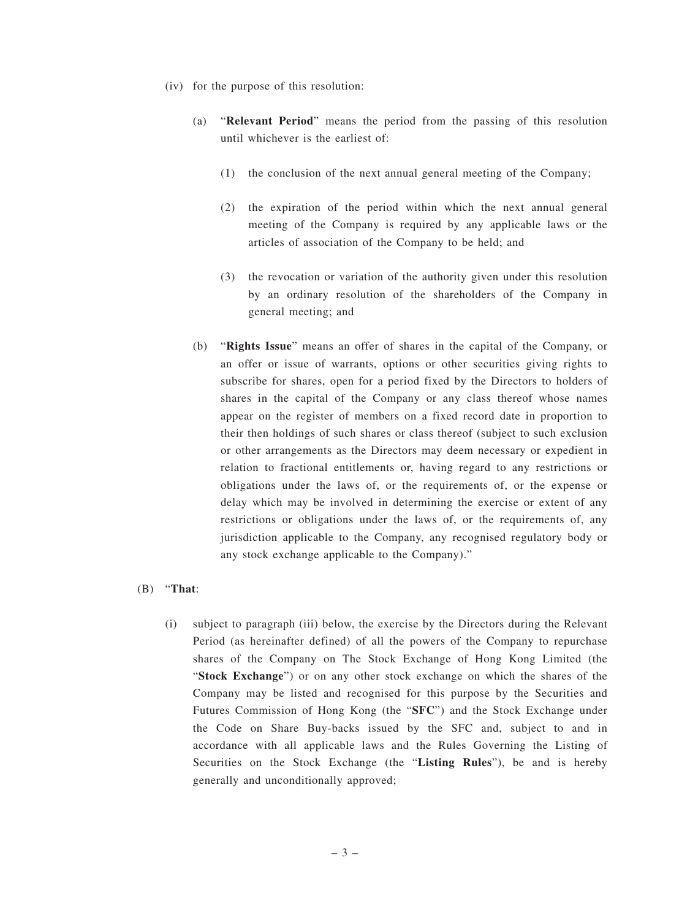(iv) for the purpose of this resolution:

(a) "**Relevant Period**" means the period from the passing of this resolution until whichever is the earliest of:

(1) the conclusion of the next annual general meeting of the Company;

(2) the expiration of the period within which the next annual general meeting of the Company is required by any applicable laws or the articles of association of the Company to be held; and

(3) the revocation or variation of the authority given under this resolution by an ordinary resolution of the shareholders of the Company in general meeting; and

(b) "**Rights Issue**" means an offer of shares in the capital of the Company, or an offer or issue of warrants, options or other securities giving rights to subscribe for shares, open for a period fixed by the Directors to holders of shares in the capital of the Company or any class thereof whose names appear on the register of members on a fixed record date in proportion to their then holdings of such shares or class thereof (subject to such exclusion or other arrangements as the Directors may deem necessary or expedient in relation to fractional entitlements or, having regard to any restrictions or obligations under the laws of, or the requirements of, or the expense or delay which may be involved in determining the exercise or extent of any restrictions or obligations under the laws of, or the requirements of, any jurisdiction applicable to the Company, any recognised regulatory body or any stock exchange applicable to the Company)."

(B) "**That**:

(i) subject to paragraph (iii) below, the exercise by the Directors during the Relevant Period (as hereinafter defined) of all the powers of the Company to repurchase shares of the Company on The Stock Exchange of Hong Kong Limited (the "**Stock Exchange**") or on any other stock exchange on which the shares of the Company may be listed and recognised for this purpose by the Securities and Futures Commission of Hong Kong (the "**SFC**") and the Stock Exchange under the Code on Share Buy-backs issued by the SFC and, subject to and in accordance with all applicable laws and the Rules Governing the Listing of Securities on the Stock Exchange (the "**Listing Rules**"), be and is hereby generally and unconditionally approved;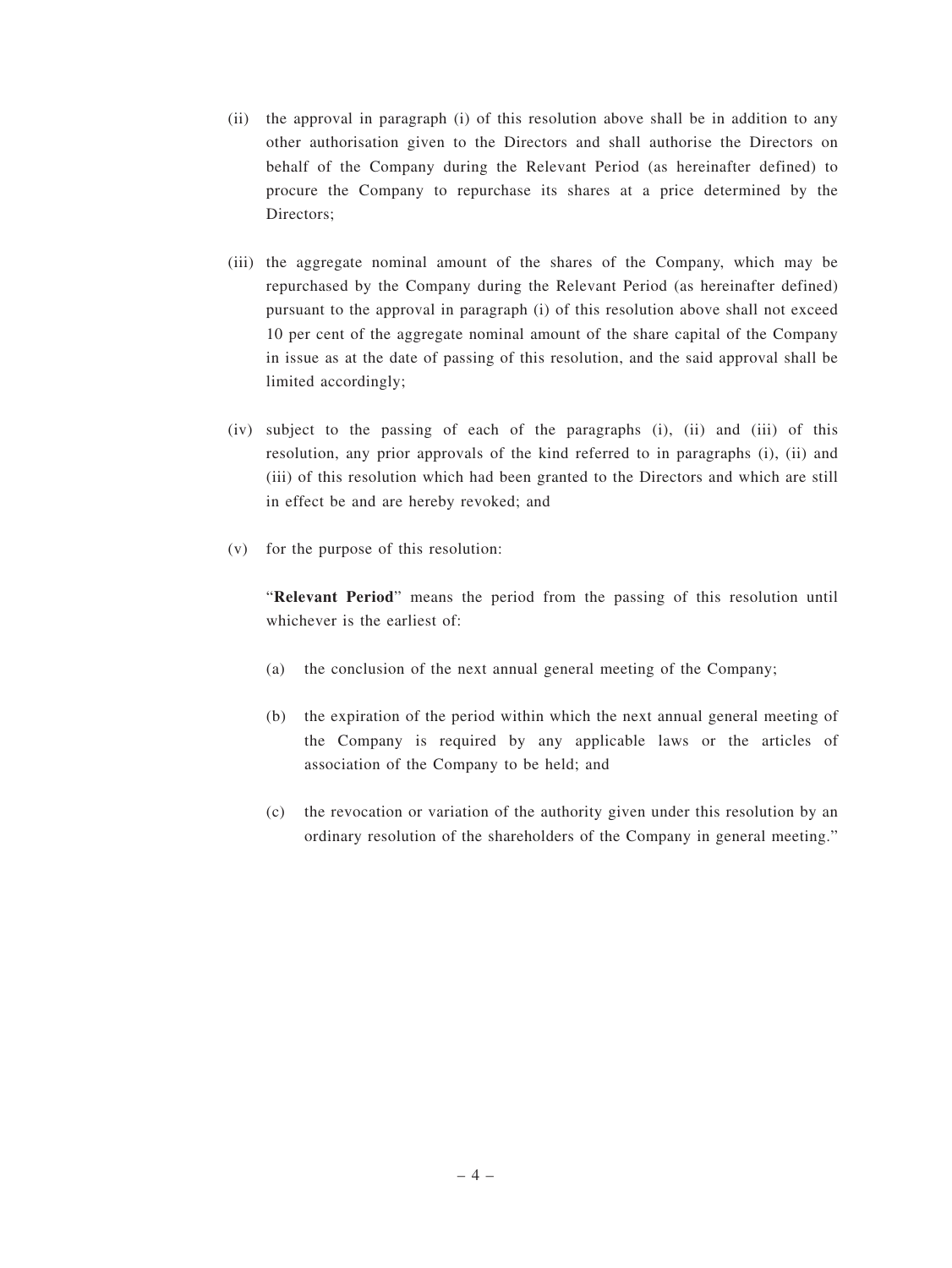(ii) the approval in paragraph (i) of this resolution above shall be in addition to any other authorisation given to the Directors and shall authorise the Directors on behalf of the Company during the Relevant Period (as hereinafter defined) to procure the Company to repurchase its shares at a price determined by the Directors;

(iii) the aggregate nominal amount of the shares of the Company, which may be repurchased by the Company during the Relevant Period (as hereinafter defined) pursuant to the approval in paragraph (i) of this resolution above shall not exceed 10 per cent of the aggregate nominal amount of the share capital of the Company in issue as at the date of passing of this resolution, and the said approval shall be limited accordingly;

(iv) subject to the passing of each of the paragraphs (i), (ii) and (iii) of this resolution, any prior approvals of the kind referred to in paragraphs (i), (ii) and (iii) of this resolution which had been granted to the Directors and which are still in effect be and are hereby revoked; and

(v) for the purpose of this resolution:

"**Relevant Period**" means the period from the passing of this resolution until whichever is the earliest of:

(a) the conclusion of the next annual general meeting of the Company;

(b) the expiration of the period within which the next annual general meeting of the Company is required by any applicable laws or the articles of association of the Company to be held; and

(c) the revocation or variation of the authority given under this resolution by an ordinary resolution of the shareholders of the Company in general meeting."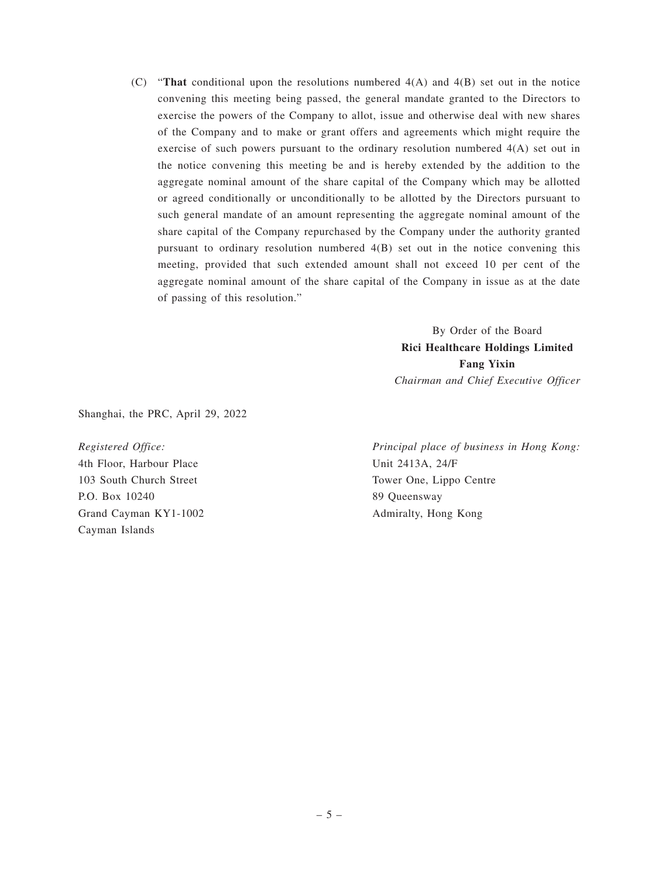(C) "**That** conditional upon the resolutions numbered 4(A) and 4(B) set out in the notice convening this meeting being passed, the general mandate granted to the Directors to exercise the powers of the Company to allot, issue and otherwise deal with new shares of the Company and to make or grant offers and agreements which might require the exercise of such powers pursuant to the ordinary resolution numbered 4(A) set out in the notice convening this meeting be and is hereby extended by the addition to the aggregate nominal amount of the share capital of the Company which may be allotted or agreed conditionally or unconditionally to be allotted by the Directors pursuant to such general mandate of an amount representing the aggregate nominal amount of the share capital of the Company repurchased by the Company under the authority granted pursuant to ordinary resolution numbered 4(B) set out in the notice convening this meeting, provided that such extended amount shall not exceed 10 per cent of the aggregate nominal amount of the share capital of the Company in issue as at the date of passing of this resolution."

By Order of the Board
**Rici Healthcare Holdings Limited**
**Fang Yixin**
*Chairman and Chief Executive Officer*

Shanghai, the PRC, April 29, 2022

*Registered Office:*
4th Floor, Harbour Place
103 South Church Street
P.O. Box 10240
Grand Cayman KY1-1002
Cayman Islands

*Principal place of business in Hong Kong:*
Unit 2413A, 24/F
Tower One, Lippo Centre
89 Queensway
Admiralty, Hong Kong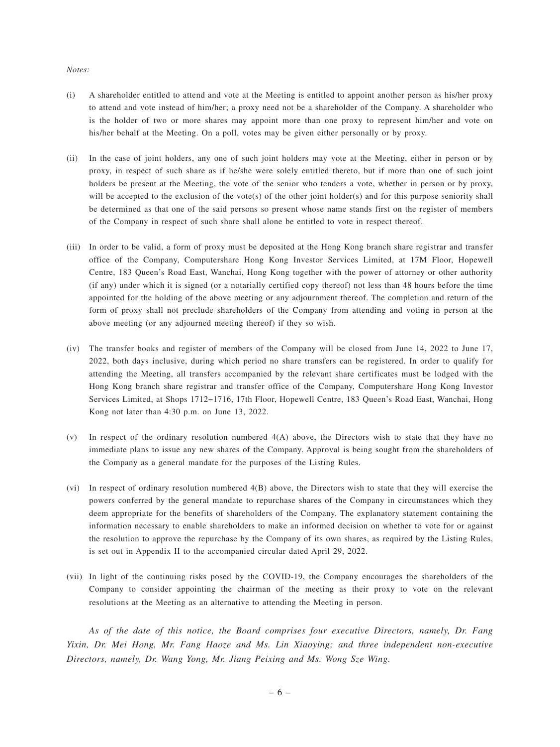*Notes:*

(i) A shareholder entitled to attend and vote at the Meeting is entitled to appoint another person as his/her proxy to attend and vote instead of him/her; a proxy need not be a shareholder of the Company. A shareholder who is the holder of two or more shares may appoint more than one proxy to represent him/her and vote on his/her behalf at the Meeting. On a poll, votes may be given either personally or by proxy.

(ii) In the case of joint holders, any one of such joint holders may vote at the Meeting, either in person or by proxy, in respect of such share as if he/she were solely entitled thereto, but if more than one of such joint holders be present at the Meeting, the vote of the senior who tenders a vote, whether in person or by proxy, will be accepted to the exclusion of the vote(s) of the other joint holder(s) and for this purpose seniority shall be determined as that one of the said persons so present whose name stands first on the register of members of the Company in respect of such share shall alone be entitled to vote in respect thereof.

(iii) In order to be valid, a form of proxy must be deposited at the Hong Kong branch share registrar and transfer office of the Company, Computershare Hong Kong Investor Services Limited, at 17M Floor, Hopewell Centre, 183 Queen's Road East, Wanchai, Hong Kong together with the power of attorney or other authority (if any) under which it is signed (or a notarially certified copy thereof) not less than 48 hours before the time appointed for the holding of the above meeting or any adjournment thereof. The completion and return of the form of proxy shall not preclude shareholders of the Company from attending and voting in person at the above meeting (or any adjourned meeting thereof) if they so wish.

(iv) The transfer books and register of members of the Company will be closed from June 14, 2022 to June 17, 2022, both days inclusive, during which period no share transfers can be registered. In order to qualify for attending the Meeting, all transfers accompanied by the relevant share certificates must be lodged with the Hong Kong branch share registrar and transfer office of the Company, Computershare Hong Kong Investor Services Limited, at Shops 1712–1716, 17th Floor, Hopewell Centre, 183 Queen's Road East, Wanchai, Hong Kong not later than 4:30 p.m. on June 13, 2022.

(v) In respect of the ordinary resolution numbered 4(A) above, the Directors wish to state that they have no immediate plans to issue any new shares of the Company. Approval is being sought from the shareholders of the Company as a general mandate for the purposes of the Listing Rules.

(vi) In respect of ordinary resolution numbered 4(B) above, the Directors wish to state that they will exercise the powers conferred by the general mandate to repurchase shares of the Company in circumstances which they deem appropriate for the benefits of shareholders of the Company. The explanatory statement containing the information necessary to enable shareholders to make an informed decision on whether to vote for or against the resolution to approve the repurchase by the Company of its own shares, as required by the Listing Rules, is set out in Appendix II to the accompanied circular dated April 29, 2022.

(vii) In light of the continuing risks posed by the COVID-19, the Company encourages the shareholders of the Company to consider appointing the chairman of the meeting as their proxy to vote on the relevant resolutions at the Meeting as an alternative to attending the Meeting in person.

*As of the date of this notice, the Board comprises four executive Directors, namely, Dr. Fang Yixin, Dr. Mei Hong, Mr. Fang Haoze and Ms. Lin Xiaoying; and three independent non-executive Directors, namely, Dr. Wang Yong, Mr. Jiang Peixing and Ms. Wong Sze Wing.*